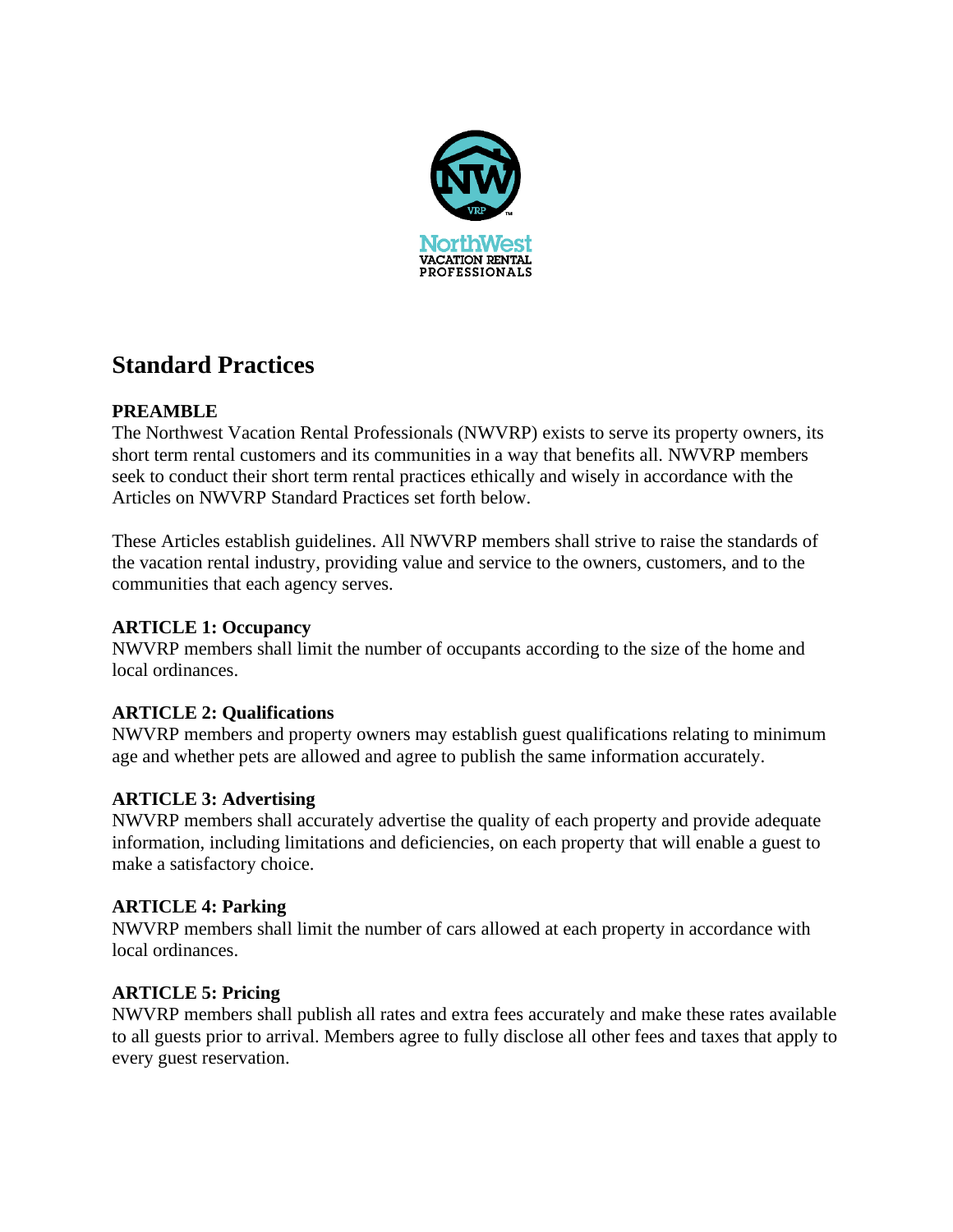## Standard Practices

**PREAMBLE**

The Northwest Vacation Rental Professionals (NWVRP) exists to serve its property owners, its short term rental customers and its communities in a way that benefits all. NWVRP members seek to conduct their short term rental practices ethically and wisely in accordance with the Articles on NWVRP Standard Practices set forth below.

These Articles establish guidelines. All NWVRP members shall strive to raise the standards of the vacation rental industry, providing value and service to the owners, customers, and to the communities that each agency serves.

**ARTICLE 1: Occupancy**

NWVRP members shall limit the number of occupants according to the size of the home and local ordinances.

**ARTICLE 2: Qualifications**

NWVRP members and property owners may establish guest qualifications relating to minimum age and whether pets are allowed and agree to publish the same information accurately.

**ARTICLE 3: Advertising**

NWVRP members shall accurately advertise the quality of each property and provide adequate information, including limitations and deficiencies, on each property that will enable a guest to make a satisfactory choice.

**ARTICLE 4: Parking**

NWVRP members shall limit the number of cars allowed at each property in accordance with local ordinances.

**ARTICLE 5: Pricing**

NWVRP members shall publish all rates and extra fees accurately and make these rates available to all guests prior to arrival. Members agree to fully disclose all other fees and taxes that apply to every guest reservation.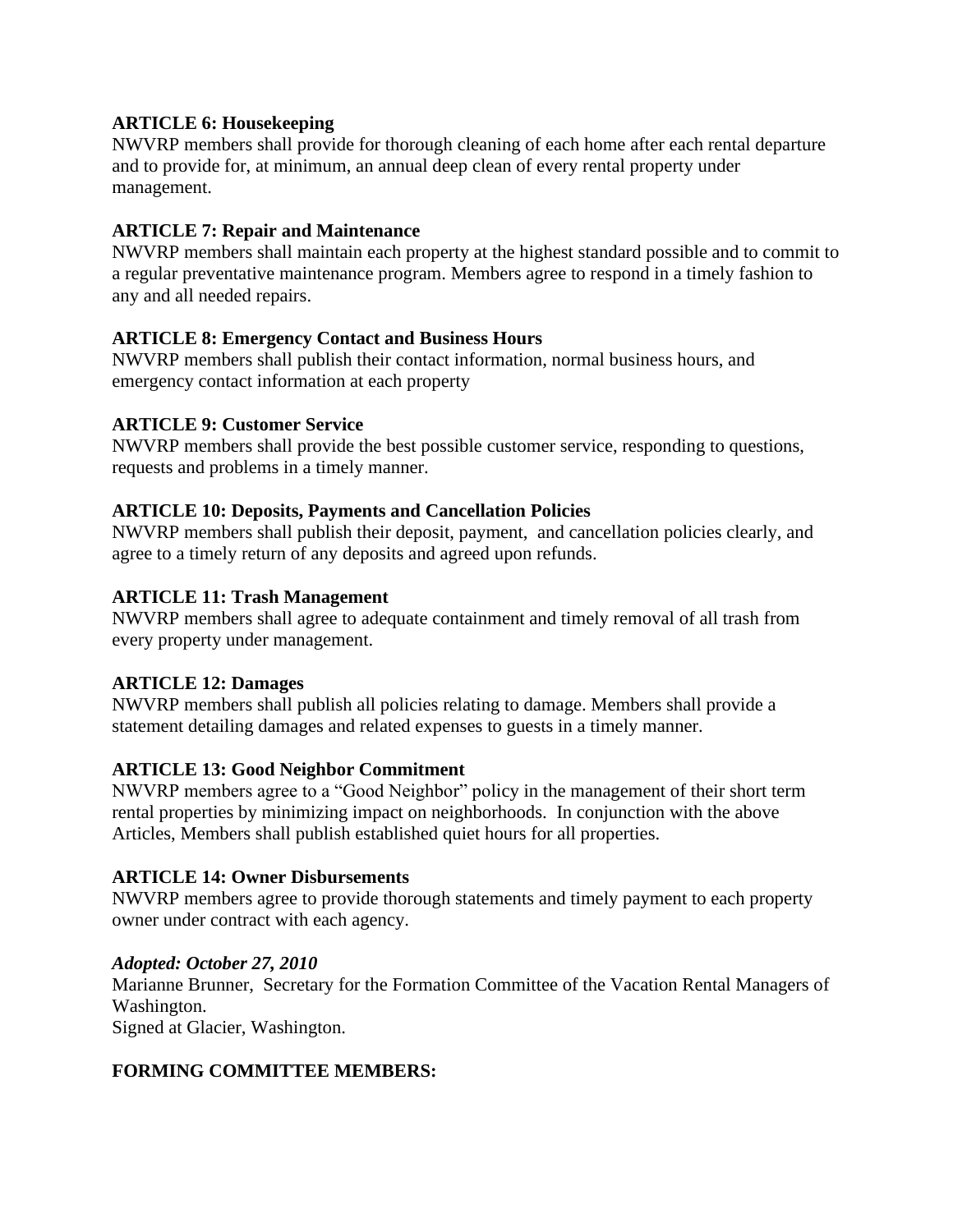**ARTICLE 6: Housekeeping**
NWVRP members shall provide for thorough cleaning of each home after each rental departure and to provide for, at minimum, an annual deep clean of every rental property under management.

**ARTICLE 7: Repair and Maintenance**
NWVRP members shall maintain each property at the highest standard possible and to commit to a regular preventative maintenance program. Members agree to respond in a timely fashion to any and all needed repairs.

**ARTICLE 8: Emergency Contact and Business Hours**
NWVRP members shall publish their contact information, normal business hours, and emergency contact information at each property

**ARTICLE 9: Customer Service**
NWVRP members shall provide the best possible customer service, responding to questions, requests and problems in a timely manner.

**ARTICLE 10: Deposits, Payments and Cancellation Policies**
NWVRP members shall publish their deposit, payment, and cancellation policies clearly, and agree to a timely return of any deposits and agreed upon refunds.

**ARTICLE 11: Trash Management**
NWVRP members shall agree to adequate containment and timely removal of all trash from every property under management.

**ARTICLE 12: Damages**
NWVRP members shall publish all policies relating to damage. Members shall provide a statement detailing damages and related expenses to guests in a timely manner.

**ARTICLE 13: Good Neighbor Commitment**
NWVRP members agree to a "Good Neighbor" policy in the management of their short term rental properties by minimizing impact on neighborhoods. In conjunction with the above Articles, Members shall publish established quiet hours for all properties.

**ARTICLE 14: Owner Disbursements**
NWVRP members agree to provide thorough statements and timely payment to each property owner under contract with each agency.

***Adopted: October 27, 2010***
Marianne Brunner, Secretary for the Formation Committee of the Vacation Rental Managers of Washington.
Signed at Glacier, Washington.

**FORMING COMMITTEE MEMBERS:**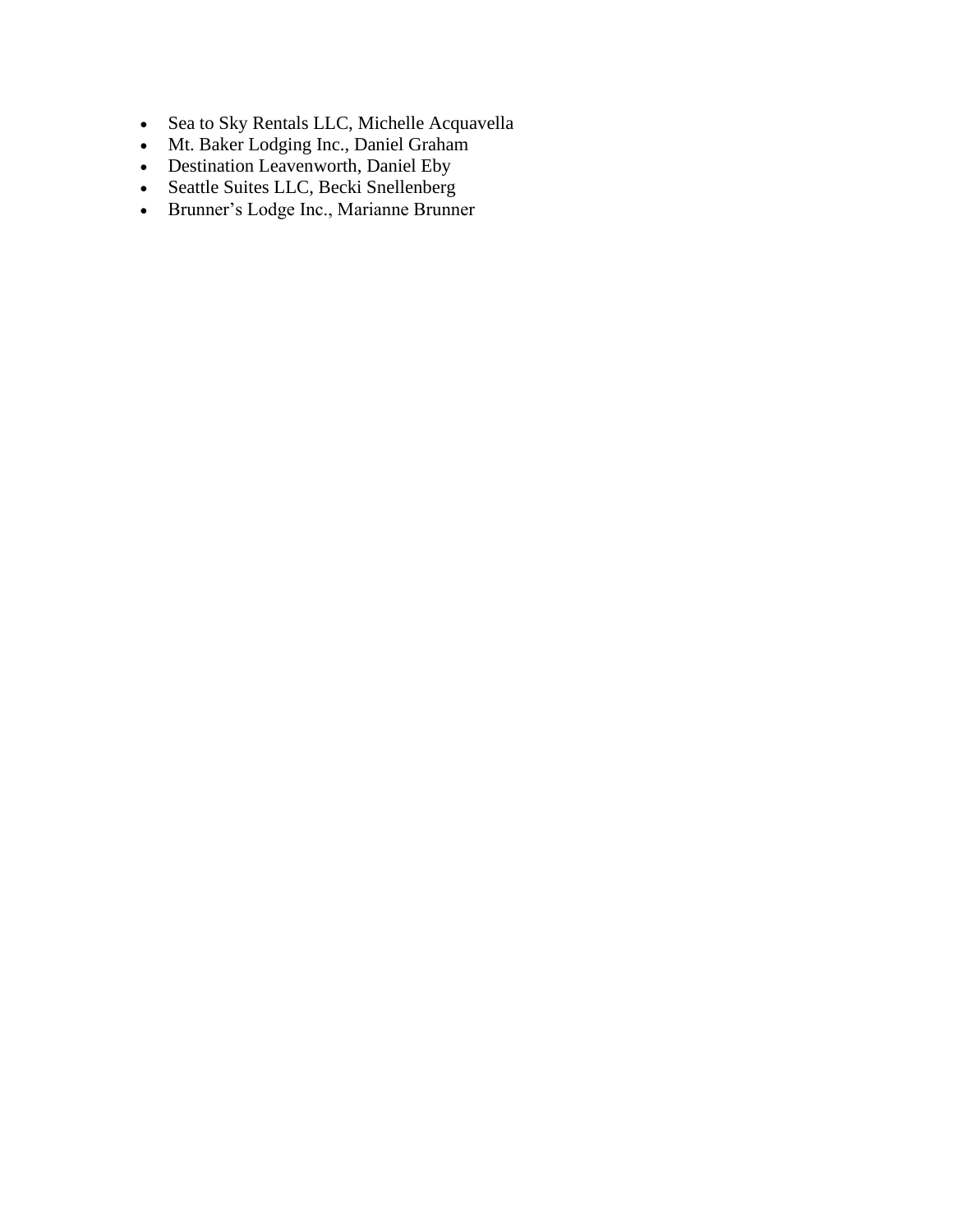- Sea to Sky Rentals LLC, Michelle Acquavella
- Mt. Baker Lodging Inc., Daniel Graham
- Destination Leavenworth, Daniel Eby
- Seattle Suites LLC, Becki Snellenberg
- Brunner's Lodge Inc., Marianne Brunner